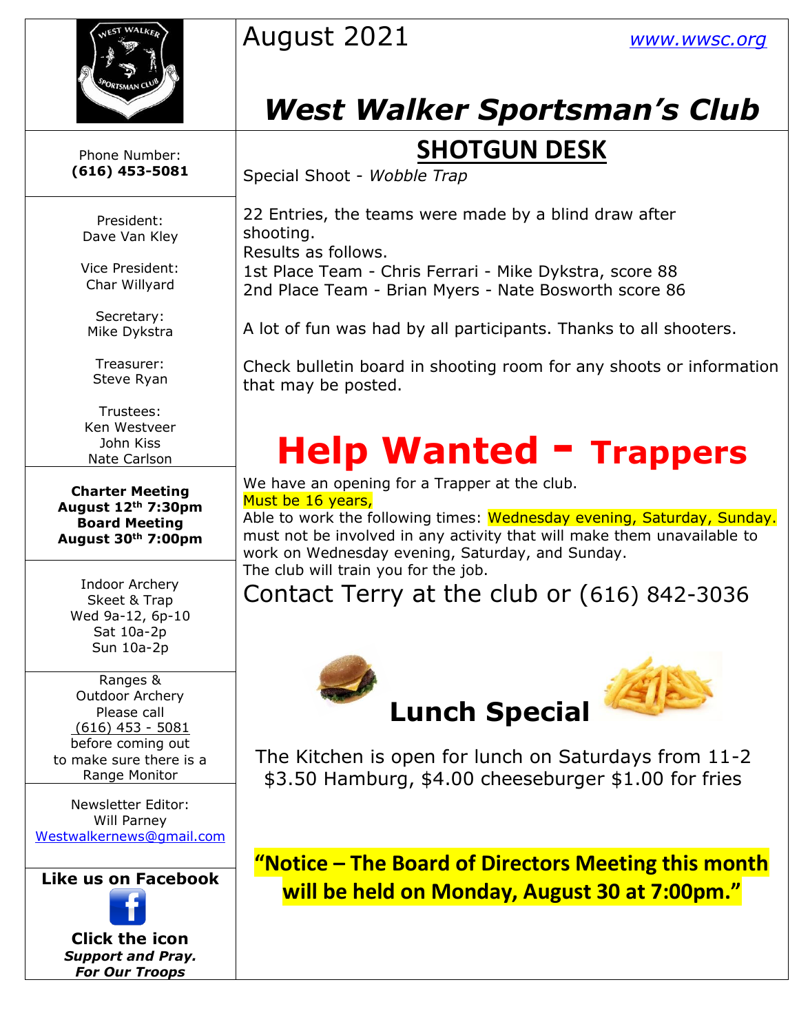August 2021 www.wwsc.org

# West Walker Sportsman's Club

Phone Number:
**(616) 453-5081**

President:
Dave Van Kley

Vice President:
Char Willyard

Secretary:
Mike Dykstra

Treasurer:
Steve Ryan

Trustees:
Ken Westveer
John Kiss
Nate Carlson

**Charter Meeting**
**August 12th 7:30pm**
**Board Meeting**
**August 30th 7:00pm**

Indoor Archery
Skeet & Trap
Wed 9a-12, 6p-10
Sat 10a-2p
Sun 10a-2p

Ranges &
Outdoor Archery
Please call
(616) 453 - 5081
before coming out
to make sure there is a
Range Monitor

Newsletter Editor:
Will Parney
Westwalkernews@gmail.com

**Like us on Facebook**

**Click the icon**
***Support and Pray.***
***For Our Troops***

## SHOTGUN DESK

Special Shoot - *Wobble Trap*

22 Entries, the teams were made by a blind draw after shooting.
Results as follows.
1st Place Team - Chris Ferrari - Mike Dykstra, score 88
2nd Place Team - Brian Myers - Nate Bosworth score 86

A lot of fun was had by all participants. Thanks to all shooters.

Check bulletin board in shooting room for any shoots or information that may be posted.

# Help Wanted - Trappers

We have an opening for a Trapper at the club.
Must be 16 years,
Able to work the following times: Wednesday evening, Saturday, Sunday.
must not be involved in any activity that will make them unavailable to work on Wednesday evening, Saturday, and Sunday.
The club will train you for the job.

Contact Terry at the club or (616) 842-3036

## Lunch Special

The Kitchen is open for lunch on Saturdays from 11-2
$3.50 Hamburg, $4.00 cheeseburger $1.00 for fries

**"Notice – The Board of Directors Meeting this month will be held on Monday, August 30 at 7:00pm."**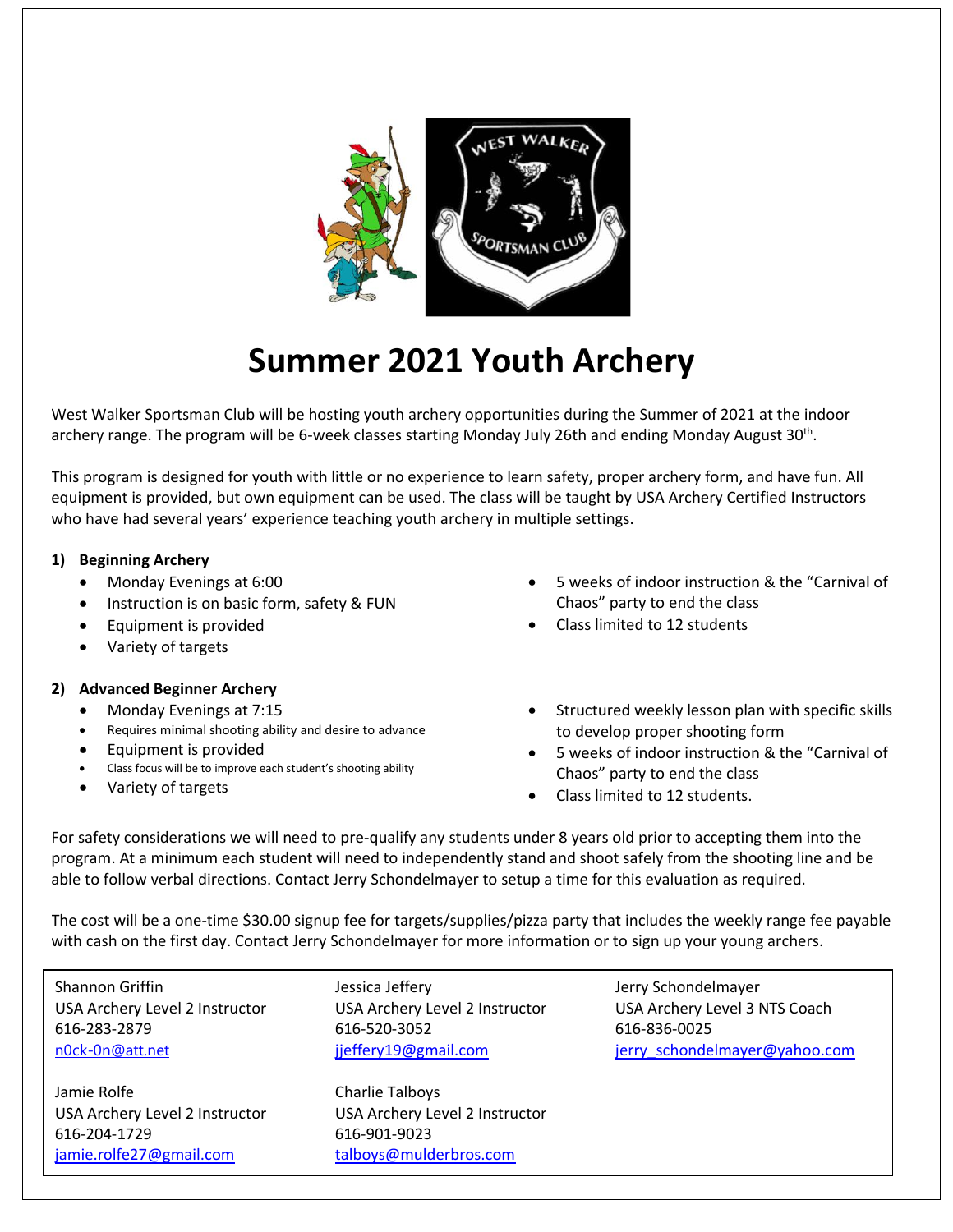# Summer 2021 Youth Archery

West Walker Sportsman Club will be hosting youth archery opportunities during the Summer of 2021 at the indoor archery range. The program will be 6-week classes starting Monday July 26th and ending Monday August 30th.

This program is designed for youth with little or no experience to learn safety, proper archery form, and have fun. All equipment is provided, but own equipment can be used. The class will be taught by USA Archery Certified Instructors who have had several years' experience teaching youth archery in multiple settings.

**1) Beginning Archery**

- Monday Evenings at 6:00
- Instruction is on basic form, safety & FUN
- Equipment is provided
- Variety of targets
- 5 weeks of indoor instruction & the "Carnival of Chaos" party to end the class
- Class limited to 12 students

**2) Advanced Beginner Archery**

- Monday Evenings at 7:15
- Requires minimal shooting ability and desire to advance
- Equipment is provided
- Class focus will be to improve each student's shooting ability
- Variety of targets
- Structured weekly lesson plan with specific skills to develop proper shooting form
- 5 weeks of indoor instruction & the "Carnival of Chaos" party to end the class
- Class limited to 12 students.

For safety considerations we will need to pre-qualify any students under 8 years old prior to accepting them into the program. At a minimum each student will need to independently stand and shoot safely from the shooting line and be able to follow verbal directions. Contact Jerry Schondelmayer to setup a time for this evaluation as required.

The cost will be a one-time $30.00 signup fee for targets/supplies/pizza party that includes the weekly range fee payable with cash on the first day. Contact Jerry Schondelmayer for more information or to sign up your young archers.

Shannon Griffin
USA Archery Level 2 Instructor
616-283-2879
n0ck-0n@att.net

Jessica Jeffery
USA Archery Level 2 Instructor
616-520-3052
jjeffery19@gmail.com

Jerry Schondelmayer
USA Archery Level 3 NTS Coach
616-836-0025
jerry_schondelmayer@yahoo.com

Jamie Rolfe
USA Archery Level 2 Instructor
616-204-1729
jamie.rolfe27@gmail.com

Charlie Talboys
USA Archery Level 2 Instructor
616-901-9023
talboys@mulderbros.com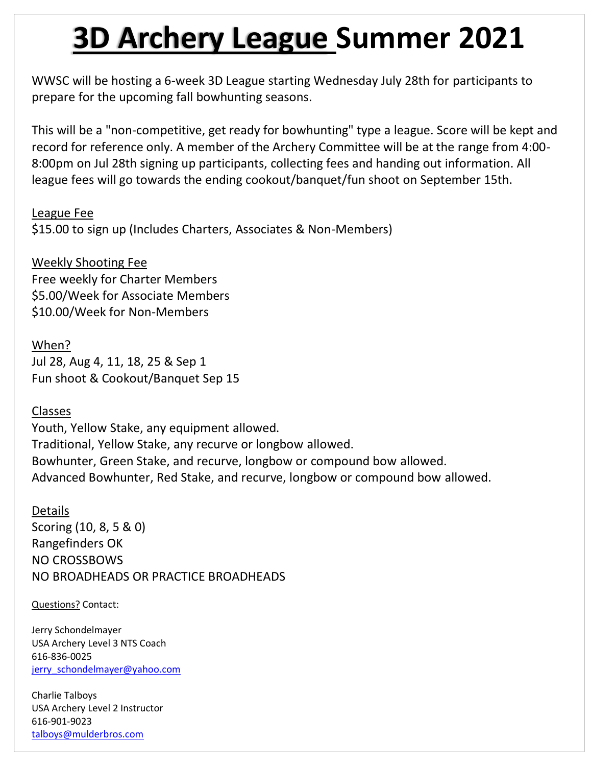# 3D Archery League Summer 2021

WWSC will be hosting a 6-week 3D League starting Wednesday July 28th for participants to prepare for the upcoming fall bowhunting seasons.

This will be a "non-competitive, get ready for bowhunting" type a league. Score will be kept and record for reference only. A member of the Archery Committee will be at the range from 4:00-8:00pm on Jul 28th signing up participants, collecting fees and handing out information. All league fees will go towards the ending cookout/banquet/fun shoot on September 15th.

League Fee
$15.00 to sign up (Includes Charters, Associates & Non-Members)

Weekly Shooting Fee
Free weekly for Charter Members
$5.00/Week for Associate Members
$10.00/Week for Non-Members

When?
Jul 28, Aug 4, 11, 18, 25 & Sep 1
Fun shoot & Cookout/Banquet Sep 15

Classes
Youth, Yellow Stake, any equipment allowed.
Traditional, Yellow Stake, any recurve or longbow allowed.
Bowhunter, Green Stake, and recurve, longbow or compound bow allowed.
Advanced Bowhunter, Red Stake, and recurve, longbow or compound bow allowed.

Details
Scoring (10, 8, 5 & 0)
Rangefinders OK
NO CROSSBOWS
NO BROADHEADS OR PRACTICE BROADHEADS

Questions? Contact:

Jerry Schondelmayer
USA Archery Level 3 NTS Coach
616-836-0025
jerry_schondelmayer@yahoo.com

Charlie Talboys
USA Archery Level 2 Instructor
616-901-9023
talboys@mulderbros.com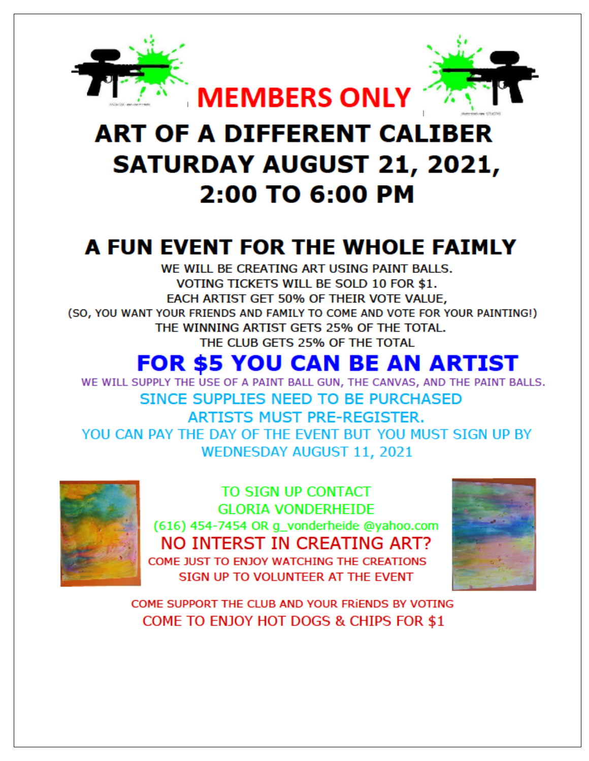# MEMBERS ONLY

# ART OF A DIFFERENT CALIBER
# SATURDAY AUGUST 21, 2021,
# 2:00 TO 6:00 PM

## A FUN EVENT FOR THE WHOLE FAIMLY

WE WILL BE CREATING ART USING PAINT BALLS.
VOTING TICKETS WILL BE SOLD 10 FOR $1.
EACH ARTIST GET 50% OF THEIR VOTE VALUE,
(SO, YOU WANT YOUR FRIENDS AND FAMILY TO COME AND VOTE FOR YOUR PAINTING!)
THE WINNING ARTIST GETS 25% OF THE TOTAL.
THE CLUB GETS 25% OF THE TOTAL

## FOR $5 YOU CAN BE AN ARTIST

WE WILL SUPPLY THE USE OF A PAINT BALL GUN, THE CANVAS, AND THE PAINT BALLS.

SINCE SUPPLIES NEED TO BE PURCHASED
ARTISTS MUST PRE-REGISTER.
YOU CAN PAY THE DAY OF THE EVENT BUT YOU MUST SIGN UP BY
WEDNESDAY AUGUST 11, 2021

TO SIGN UP CONTACT
GLORIA VONDERHEIDE
(616) 454-7454 OR g_vonderheide @yahoo.com

NO INTERST IN CREATING ART?
COME JUST TO ENJOY WATCHING THE CREATIONS
SIGN UP TO VOLUNTEER AT THE EVENT

COME SUPPORT THE CLUB AND YOUR FRiENDS BY VOTING
COME TO ENJOY HOT DOGS & CHIPS FOR $1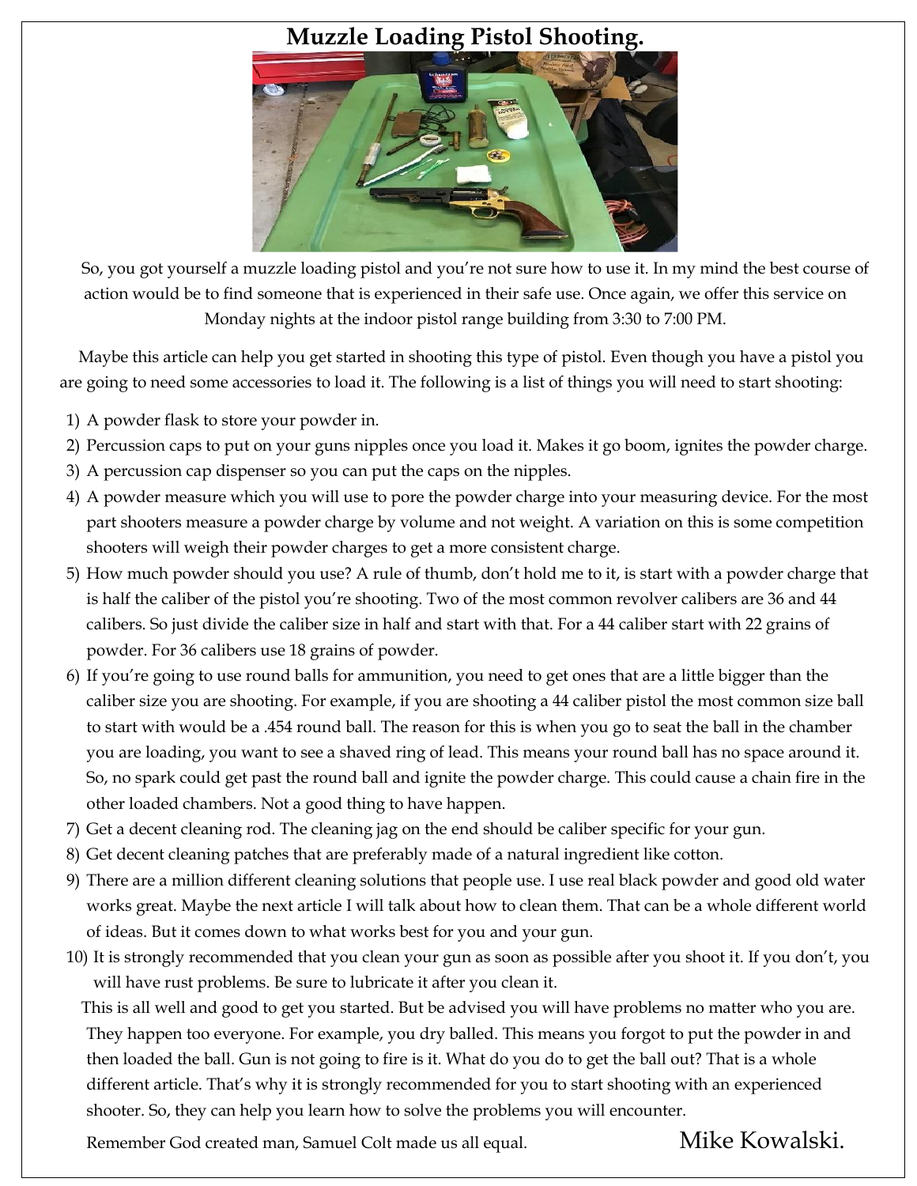# Muzzle Loading Pistol Shooting.

So, you got yourself a muzzle loading pistol and you're not sure how to use it. In my mind the best course of action would be to find someone that is experienced in their safe use. Once again, we offer this service on Monday nights at the indoor pistol range building from 3:30 to 7:00 PM.

Maybe this article can help you get started in shooting this type of pistol. Even though you have a pistol you are going to need some accessories to load it. The following is a list of things you will need to start shooting:

1) A powder flask to store your powder in.
2) Percussion caps to put on your guns nipples once you load it. Makes it go boom, ignites the powder charge.
3) A percussion cap dispenser so you can put the caps on the nipples.
4) A powder measure which you will use to pore the powder charge into your measuring device. For the most part shooters measure a powder charge by volume and not weight. A variation on this is some competition shooters will weigh their powder charges to get a more consistent charge.
5) How much powder should you use? A rule of thumb, don't hold me to it, is start with a powder charge that is half the caliber of the pistol you're shooting. Two of the most common revolver calibers are 36 and 44 calibers. So just divide the caliber size in half and start with that. For a 44 caliber start with 22 grains of powder. For 36 calibers use 18 grains of powder.
6) If you're going to use round balls for ammunition, you need to get ones that are a little bigger than the caliber size you are shooting. For example, if you are shooting a 44 caliber pistol the most common size ball to start with would be a .454 round ball. The reason for this is when you go to seat the ball in the chamber you are loading, you want to see a shaved ring of lead. This means your round ball has no space around it. So, no spark could get past the round ball and ignite the powder charge. This could cause a chain fire in the other loaded chambers. Not a good thing to have happen.
7) Get a decent cleaning rod. The cleaning jag on the end should be caliber specific for your gun.
8) Get decent cleaning patches that are preferably made of a natural ingredient like cotton.
9) There are a million different cleaning solutions that people use. I use real black powder and good old water works great. Maybe the next article I will talk about how to clean them. That can be a whole different world of ideas. But it comes down to what works best for you and your gun.
10) It is strongly recommended that you clean your gun as soon as possible after you shoot it. If you don't, you will have rust problems. Be sure to lubricate it after you clean it.

This is all well and good to get you started. But be advised you will have problems no matter who you are. They happen too everyone. For example, you dry balled. This means you forgot to put the powder in and then loaded the ball. Gun is not going to fire is it. What do you do to get the ball out? That is a whole different article. That's why it is strongly recommended for you to start shooting with an experienced shooter. So, they can help you learn how to solve the problems you will encounter.

Remember God created man, Samuel Colt made us all equal.

Mike Kowalski.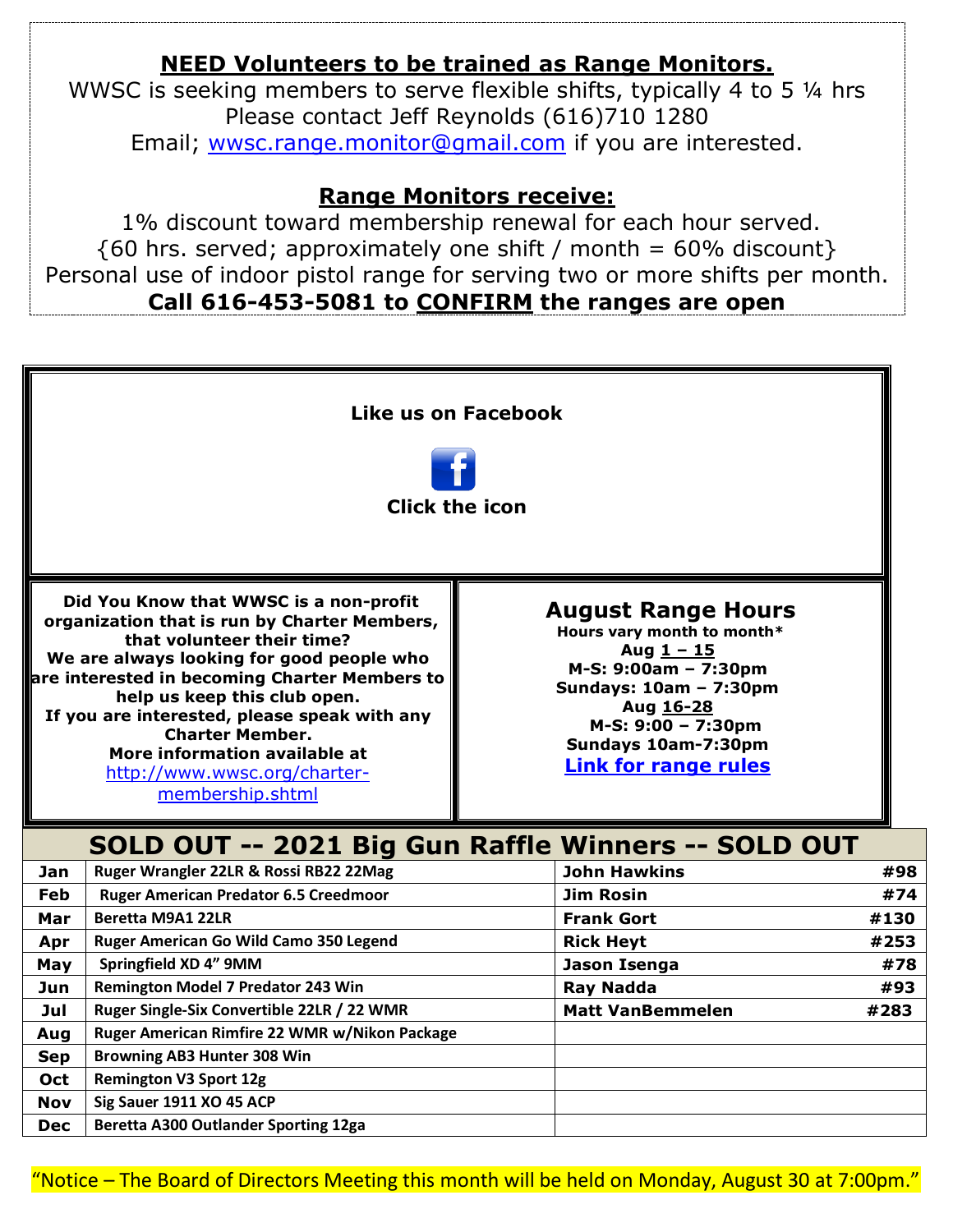## NEED Volunteers to be trained as Range Monitors.

WWSC is seeking members to serve flexible shifts, typically 4 to 5 ¼ hrs
Please contact Jeff Reynolds (616)710 1280
Email; wwsc.range.monitor@gmail.com if you are interested.

## Range Monitors receive:

1% discount toward membership renewal for each hour served.
{60 hrs. served; approximately one shift / month = 60% discount}
Personal use of indoor pistol range for serving two or more shifts per month.

**Call 616-453-5081 to CONFIRM the ranges are open**

**Like us on Facebook**

**Click the icon**

**Did You Know that WWSC is a non-profit organization that is run by Charter Members, that volunteer their time?**
**We are always looking for good people who are interested in becoming Charter Members to help us keep this club open.**
**If you are interested, please speak with any Charter Member.**
**More information available at** http://www.wwsc.org/charter-membership.shtml

## August Range Hours

**Hours vary month to month***

**Aug 1 – 15**
**M-S: 9:00am – 7:30pm**
**Sundays: 10am – 7:30pm**

**Aug 16-28**
**M-S: 9:00 – 7:30pm**
**Sundays 10am-7:30pm**

**Link for range rules**

## SOLD OUT -- 2021 Big Gun Raffle Winners -- SOLD OUT

| Month | Prize | Winner | # |
|---|---|---|---|
| Jan | Ruger Wrangler 22LR & Rossi RB22 22Mag | John Hawkins | #98 |
| Feb | Ruger American Predator 6.5 Creedmoor | Jim Rosin | #74 |
| Mar | Beretta M9A1 22LR | Frank Gort | #130 |
| Apr | Ruger American Go Wild Camo 350 Legend | Rick Heyt | #253 |
| May | Springfield XD 4" 9MM | Jason Isenga | #78 |
| Jun | Remington Model 7 Predator 243 Win | Ray Nadda | #93 |
| Jul | Ruger Single-Six Convertible 22LR / 22 WMR | Matt VanBemmelen | #283 |
| Aug | Ruger American Rimfire 22 WMR w/Nikon Package | | |
| Sep | Browning AB3 Hunter 308 Win | | |
| Oct | Remington V3 Sport 12g | | |
| Nov | Sig Sauer 1911 XO 45 ACP | | |
| Dec | Beretta A300 Outlander Sporting 12ga | | |

"Notice – The Board of Directors Meeting this month will be held on Monday, August 30 at 7:00pm."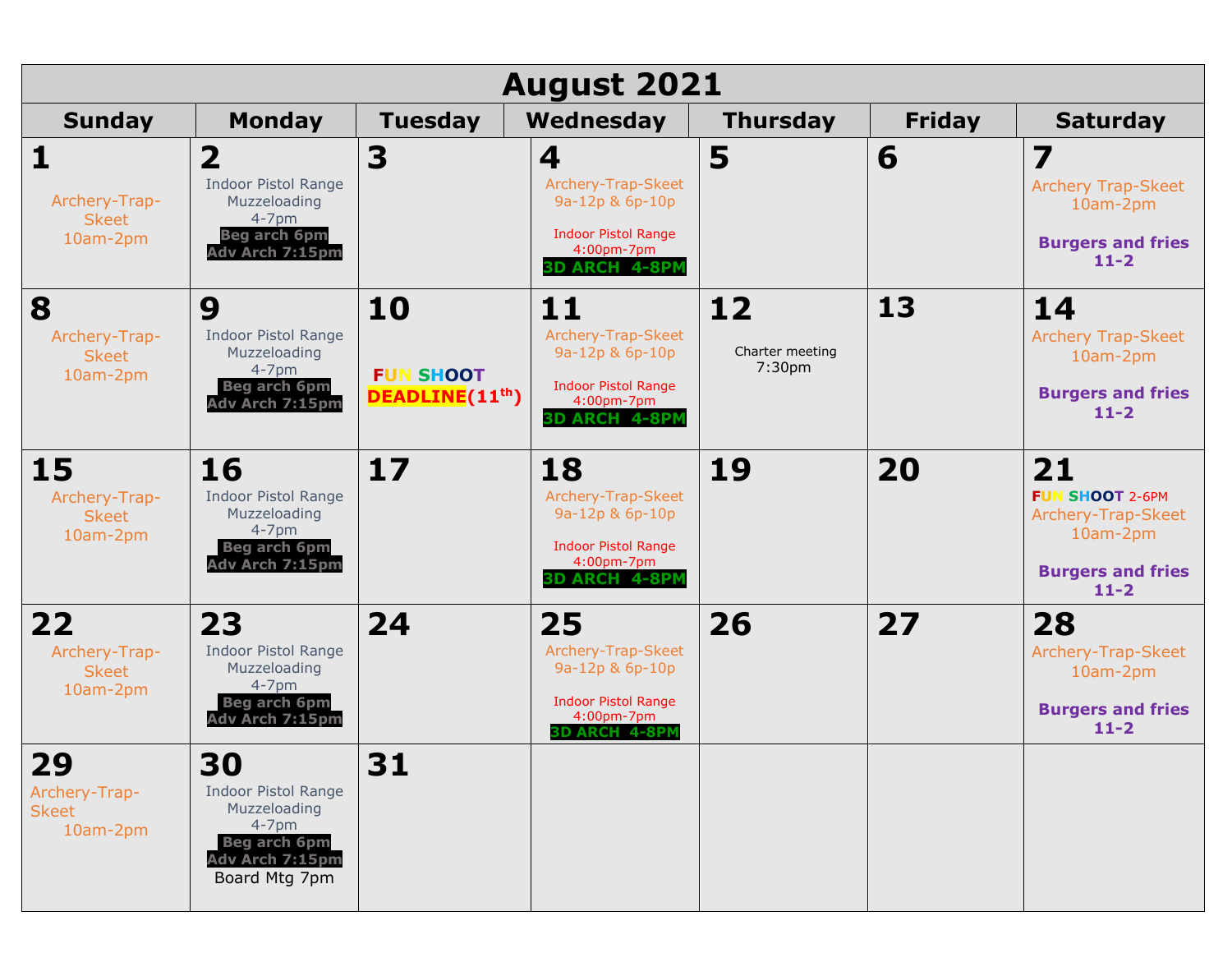# August 2021

| Sunday | Monday | Tuesday | Wednesday | Thursday | Friday | Saturday |
|---|---|---|---|---|---|---|
| **1** Archery-Trap-Skeet 10am-2pm | **2** Indoor Pistol Range Muzzeloading 4-7pm **Beg arch 6pm** **Adv Arch 7:15pm** | **3** | **4** Archery-Trap-Skeet 9a-12p & 6p-10p Indoor Pistol Range 4:00pm-7pm **3D ARCH 4-8PM** | **5** | **6** | **7** Archery Trap-Skeet 10am-2pm **Burgers and fries 11-2** |
| **8** Archery-Trap-Skeet 10am-2pm | **9** Indoor Pistol Range Muzzeloading 4-7pm **Beg arch 6pm** **Adv Arch 7:15pm** | **10** **FUN SHOOT DEADLINE(11th)** | **11** Archery-Trap-Skeet 9a-12p & 6p-10p Indoor Pistol Range 4:00pm-7pm **3D ARCH 4-8PM** | **12** Charter meeting 7:30pm | **13** | **14** Archery Trap-Skeet 10am-2pm **Burgers and fries 11-2** |
| **15** Archery-Trap-Skeet 10am-2pm | **16** Indoor Pistol Range Muzzeloading 4-7pm **Beg arch 6pm** **Adv Arch 7:15pm** | **17** | **18** Archery-Trap-Skeet 9a-12p & 6p-10p Indoor Pistol Range 4:00pm-7pm **3D ARCH 4-8PM** | **19** | **20** | **21** **FUN SHOOT** 2-6PM Archery-Trap-Skeet 10am-2pm **Burgers and fries 11-2** |
| **22** Archery-Trap-Skeet 10am-2pm | **23** Indoor Pistol Range Muzzeloading 4-7pm **Beg arch 6pm** **Adv Arch 7:15pm** | **24** | **25** Archery-Trap-Skeet 9a-12p & 6p-10p Indoor Pistol Range 4:00pm-7pm **3D ARCH 4-8PM** | **26** | **27** | **28** Archery-Trap-Skeet 10am-2pm **Burgers and fries 11-2** |
| **29** Archery-Trap-Skeet 10am-2pm | **30** Indoor Pistol Range Muzzeloading 4-7pm **Beg arch 6pm** **Adv Arch 7:15pm** Board Mtg 7pm | **31** | | | | |